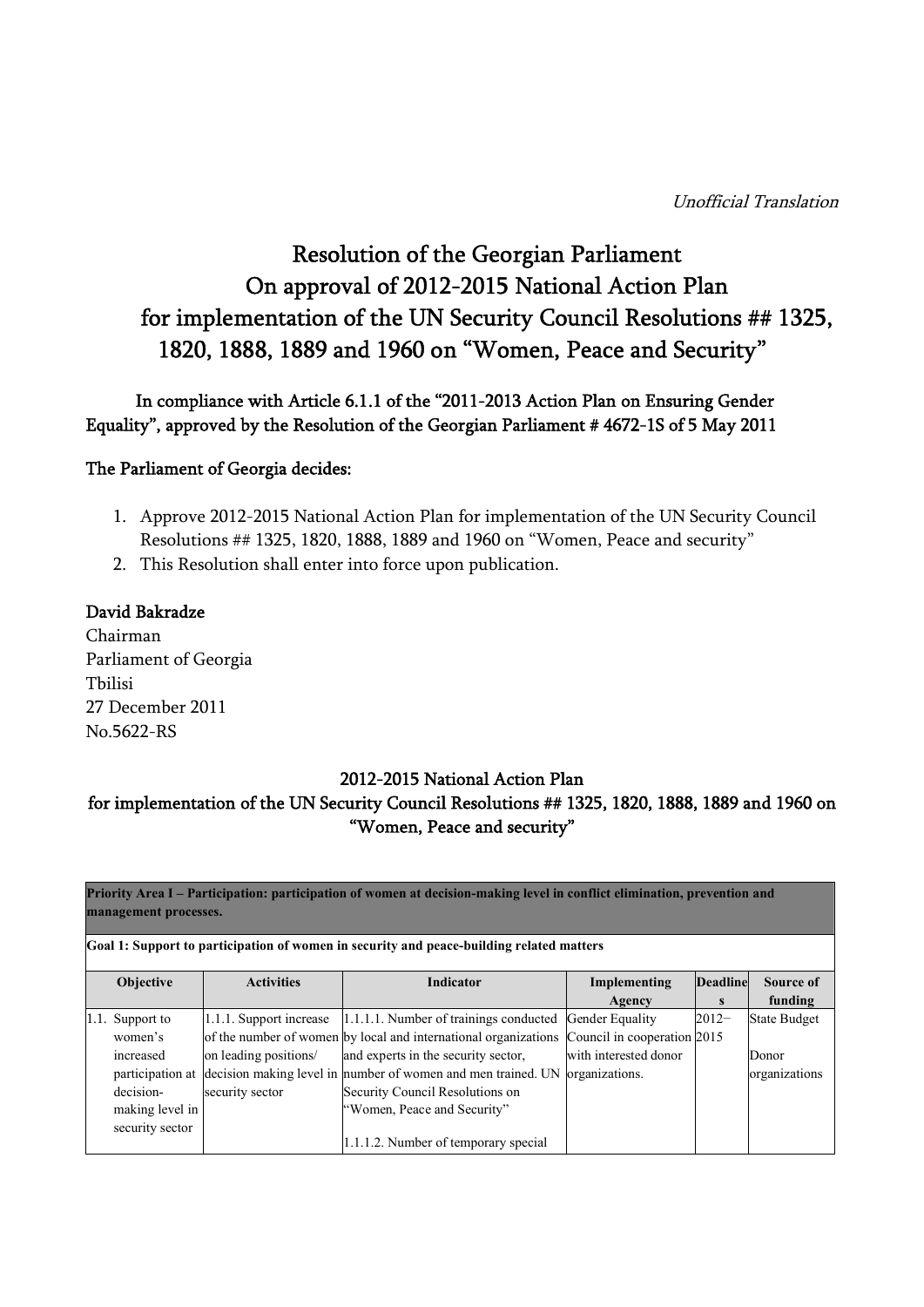*Unofficial Translation*

# Resolution of the Georgian Parliament On approval of 2012-2015 National Action Plan for implementation of the UN Security Council Resolutions ## 1325, 1820, 1888, 1889 and 1960 on "Women, Peace and Security"

In compliance with Article 6.1.1 of the "2011-2013 Action Plan on Ensuring Gender Equality", approved by the Resolution of the Georgian Parliament # 4672-1S of 5 May 2011

The Parliament of Georgia decides:

1. Approve 2012-2015 National Action Plan for implementation of the UN Security Council Resolutions ## 1325, 1820, 1888, 1889 and 1960 on "Women, Peace and security"
2. This Resolution shall enter into force upon publication.

David Bakradze
Chairman
Parliament of Georgia
Tbilisi
27 December 2011
No.5622-RS

## 2012-2015 National Action Plan for implementation of the UN Security Council Resolutions ## 1325, 1820, 1888, 1889 and 1960 on "Women, Peace and security"

| **Priority Area I – Participation: participation of women at decision-making level in conflict elimination, prevention and management processes.** | | | | | |
|---|---|---|---|---|---|
| **Goal 1: Support to participation of women in security and peace-building related matters** | | | | | |
| **Objective** | **Activities** | **Indicator** | **Implementing Agency** | **Deadlines** | **Source of funding** |
| 1.1. Support to women's increased participation at decision-making level in security sector | 1.1.1. Support increase of the number of women on leading positions/ decision making level in security sector | 1.1.1.1. Number of trainings conducted by local and international organizations and experts in the security sector, number of women and men trained. UN Security Council Resolutions on "Women, Peace and Security"<br><br>1.1.1.2. Number of temporary special | Gender Equality Council in cooperation with interested donor organizations. | 2012–2015 | State Budget<br><br>Donor organizations |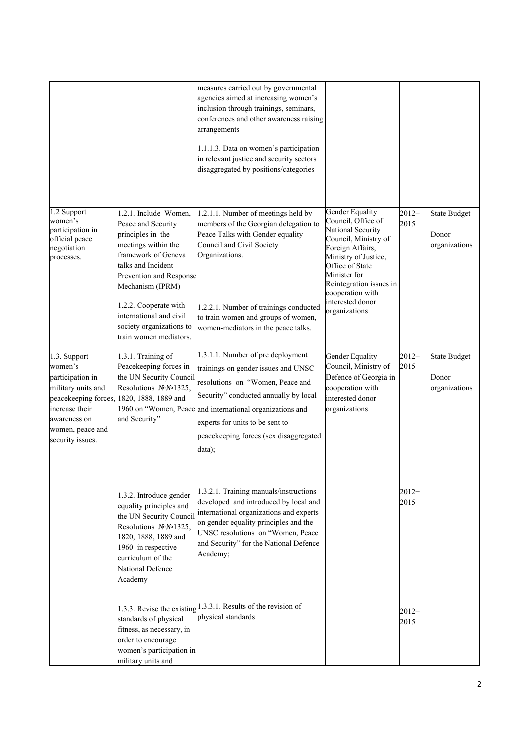| | | measures carried out by governmental agencies aimed at increasing women's inclusion through trainings, seminars, conferences and other awareness raising arrangements<br><br>1.1.1.3. Data on women's participation in relevant justice and security sectors disaggregated by positions/categories | | | |
|---|---|---|---|---|---|
| 1.2 Support women's participation in official peace negotiation processes. | 1.2.1. Include Women, Peace and Security principles in the meetings within the framework of Geneva talks and Incident Prevention and Response Mechanism (IPRM)<br><br>1.2.2. Cooperate with international and civil society organizations to train women mediators. | 1.2.1.1. Number of meetings held by members of the Georgian delegation to Peace Talks with Gender equality Council and Civil Society Organizations.<br><br>1.2.2.1. Number of trainings conducted to train women and groups of women, women-mediators in the peace talks. | Gender Equality Council, Office of National Security Council, Ministry of Foreign Affairs, Ministry of Justice, Office of State Minister for Reintegration issues in cooperation with interested donor organizations | 2012–2015 | State Budget<br><br>Donor organizations |
| 1.3. Support women's participation in military units and peacekeeping forces, increase their awareness on women, peace and security issues. | 1.3.1. Training of Peacekeeping forces in the UN Security Council Resolutions №№1325, 1820, 1888, 1889 and 1960 on "Women, Peace and Security" | 1.3.1.1. Number of pre deployment trainings on gender issues and UNSC resolutions on "Women, Peace and Security" conducted annually by local and international organizations and experts for units to be sent to peacekeeping forces (sex disaggregated data); | Gender Equality Council, Ministry of Defence of Georgia in cooperation with interested donor organizations | 2012–2015 | State Budget<br><br>Donor organizations |
| | 1.3.2. Introduce gender equality principles and the UN Security Council Resolutions №№1325, 1820, 1888, 1889 and 1960 in respective curriculum of the National Defence Academy | 1.3.2.1. Training manuals/instructions developed and introduced by local and international organizations and experts on gender equality principles and the UNSC resolutions on "Women, Peace and Security" for the National Defence Academy; | | 2012–2015 | |
| | 1.3.3. Revise the existing standards of physical fitness, as necessary, in order to encourage women's participation in military units and | 1.3.3.1. Results of the revision of physical standards | | 2012–2015 | |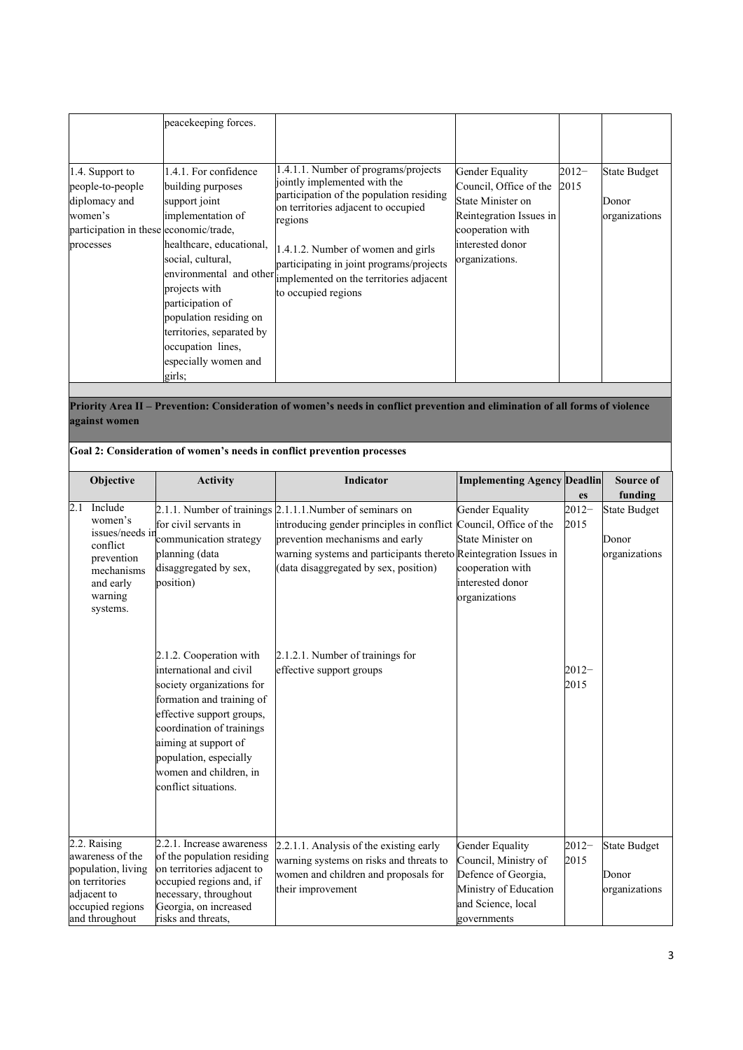| | | | | | |
|---|---|---|---|---|---|
| | peacekeeping forces. | | | | |
| 1.4. Support to people-to-people diplomacy and women's participation in these processes | 1.4.1. For confidence building purposes support joint implementation of economic/trade, healthcare, educational, social, cultural, environmental and other projects with participation of population residing on territories, separated by occupation lines, especially women and girls; | 1.4.1.1. Number of programs/projects jointly implemented with the participation of the population residing on territories adjacent to occupied regions<br><br>1.4.1.2. Number of women and girls participating in joint programs/projects implemented on the territories adjacent to occupied regions | Gender Equality Council, Office of the State Minister on Reintegration Issues in cooperation with interested donor organizations. | 2012–2015 | State Budget<br><br>Donor organizations |

**Priority Area II – Prevention: Consideration of women's needs in conflict prevention and elimination of all forms of violence against women**

**Goal 2: Consideration of women's needs in conflict prevention processes**

| Objective | Activity | Indicator | Implementing Agency | Deadlines | Source of funding |
|---|---|---|---|---|---|
| 2.1 Include women's issues/needs in conflict prevention mechanisms and early warning systems. | 2.1.1. Number of trainings for civil servants in communication strategy planning (data disaggregated by sex, position) | 2.1.1.1.Number of seminars on introducing gender principles in conflict prevention mechanisms and early warning systems and participants thereto (data disaggregated by sex, position) | Gender Equality Council, Office of the State Minister on Reintegration Issues in cooperation with interested donor organizations | 2012–2015 | State Budget<br><br>Donor organizations |
| | 2.1.2. Cooperation with international and civil society organizations for formation and training of effective support groups, coordination of trainings aiming at support of population, especially women and children, in conflict situations. | 2.1.2.1. Number of trainings for effective support groups | | 2012–2015 | |
| 2.2. Raising awareness of the population, living on territories adjacent to occupied regions and throughout | 2.2.1. Increase awareness of the population residing on territories adjacent to occupied regions and, if necessary, throughout Georgia, on increased risks and threats, | 2.2.1.1. Analysis of the existing early warning systems on risks and threats to women and children and proposals for their improvement | Gender Equality Council, Ministry of Defence of Georgia, Ministry of Education and Science, local governments | 2012–2015 | State Budget<br><br>Donor organizations |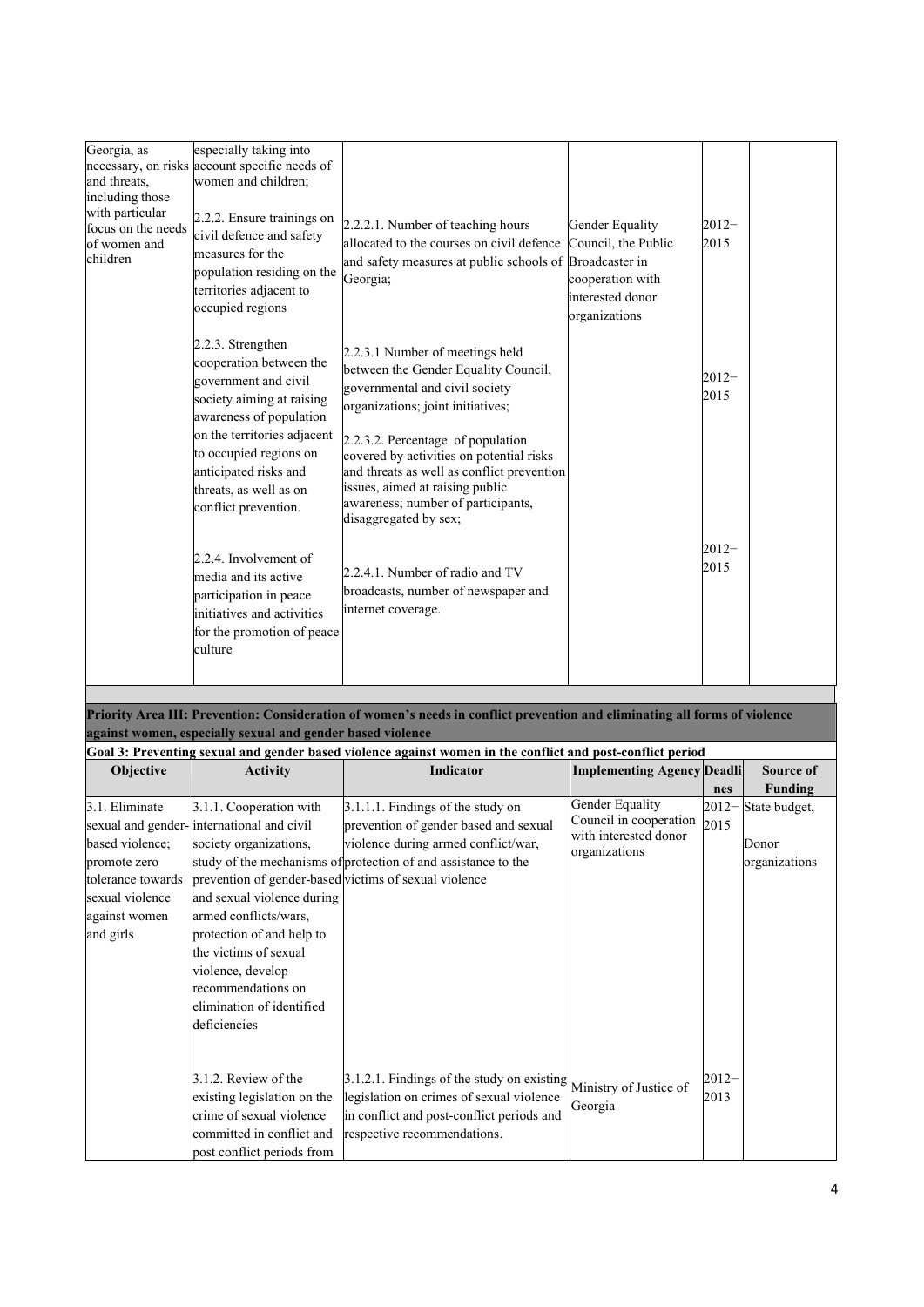| Georgia, as necessary, on risks and threats, including those with particular focus on the needs of women and children | especially taking into account specific needs of women and children; | | | | |
|---|---|---|---|---|---|
| | 2.2.2. Ensure trainings on civil defence and safety measures for the population residing on the territories adjacent to occupied regions | 2.2.2.1. Number of teaching hours allocated to the courses on civil defence and safety measures at public schools of Georgia; | Gender Equality Council, the Public Broadcaster in cooperation with interested donor organizations | 2012–2015 | |
| | 2.2.3. Strengthen cooperation between the government and civil society aiming at raising awareness of population on the territories adjacent to occupied regions on anticipated risks and threats, as well as on conflict prevention. | 2.2.3.1 Number of meetings held between the Gender Equality Council, governmental and civil society organizations; joint initiatives;<br><br>2.2.3.2. Percentage of population covered by activities on potential risks and threats as well as conflict prevention issues, aimed at raising public awareness; number of participants, disaggregated by sex; | | 2012–2015 | |
| | 2.2.4. Involvement of media and its active participation in peace initiatives and activities for the promotion of peace culture | 2.2.4.1. Number of radio and TV broadcasts, number of newspaper and internet coverage. | | 2012–2015 | |

**Priority Area III: Prevention: Consideration of women's needs in conflict prevention and eliminating all forms of violence against women, especially sexual and gender based violence**

**Goal 3: Preventing sexual and gender based violence against women in the conflict and post-conflict period**

| Objective | Activity | Indicator | Implementing Agency | Deadlines | Source of Funding |
|---|---|---|---|---|---|
| 3.1. Eliminate sexual and gender-based violence; promote zero tolerance towards sexual violence against women and girls | 3.1.1. Cooperation with international and civil society organizations, study of the mechanisms of prevention of gender-based and sexual violence during armed conflicts/wars, protection of and help to the victims of sexual violence, develop recommendations on elimination of identified deficiencies | 3.1.1.1. Findings of the study on prevention of gender based and sexual violence during armed conflict/war, protection of and assistance to the victims of sexual violence | Gender Equality Council in cooperation with interested donor organizations | 2012–2015 | State budget,<br><br>Donor organizations |
| | 3.1.2. Review of the existing legislation on the crime of sexual violence committed in conflict and post conflict periods from | 3.1.2.1. Findings of the study on existing legislation on crimes of sexual violence in conflict and post-conflict periods and respective recommendations. | Ministry of Justice of Georgia | 2012–2013 | |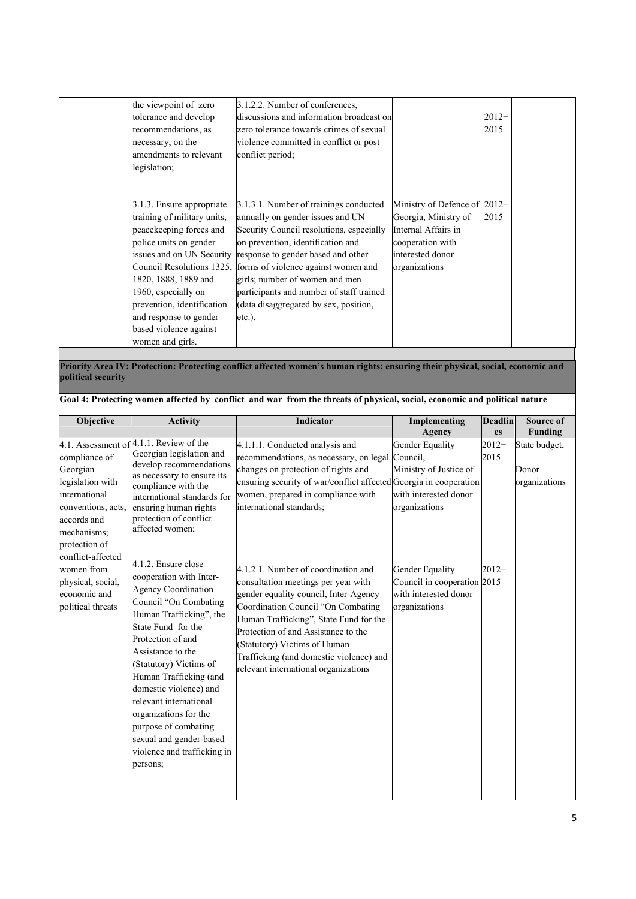| | | | | | |
|---|---|---|---|---|---|
| | the viewpoint of zero tolerance and develop recommendations, as necessary, on the amendments to relevant legislation; | 3.1.2.2. Number of conferences, discussions and information broadcast on zero tolerance towards crimes of sexual violence committed in conflict or post conflict period; | | 2012– 2015 | |
| | 3.1.3. Ensure appropriate training of military units, peacekeeping forces and police units on gender issues and on UN Security Council Resolutions 1325, 1820, 1888, 1889 and 1960, especially on prevention, identification and response to gender based violence against women and girls. | 3.1.3.1. Number of trainings conducted annually on gender issues and UN Security Council resolutions, especially on prevention, identification and response to gender based and other forms of violence against women and girls; number of women and men participants and number of staff trained (data disaggregated by sex, position, etc.). | Ministry of Defence of Georgia, Ministry of Internal Affairs in cooperation with interested donor organizations | 2012– 2015 | |

**Priority Area IV: Protection: Protecting conflict affected women's human rights; ensuring their physical, social, economic and political security**

**Goal 4: Protecting women affected by conflict and war from the threats of physical, social, economic and political nature**

| Objective | Activity | Indicator | Implementing Agency | Deadlines | Source of Funding |
|---|---|---|---|---|---|
| 4.1. Assessment of compliance of Georgian legislation with international conventions, acts, accords and mechanisms; protection of conflict-affected women from physical, social, economic and political threats | 4.1.1. Review of the Georgian legislation and develop recommendations as necessary to ensure its compliance with the international standards for ensuring human rights protection of conflict affected women; | 4.1.1.1. Conducted analysis and recommendations, as necessary, on legal changes on protection of rights and ensuring security of war/conflict affected women, prepared in compliance with international standards; | Gender Equality Council, Ministry of Justice of Georgia in cooperation with interested donor organizations | 2012– 2015 | State budget, Donor organizations |
| | 4.1.2. Ensure close cooperation with Inter-Agency Coordination Council "On Combating Human Trafficking", the State Fund for the Protection of and Assistance to the (Statutory) Victims of Human Trafficking (and domestic violence) and relevant international organizations for the purpose of combating sexual and gender-based violence and trafficking in persons; | 4.1.2.1. Number of coordination and consultation meetings per year with gender equality council, Inter-Agency Coordination Council "On Combating Human Trafficking", State Fund for the Protection of and Assistance to the (Statutory) Victims of Human Trafficking (and domestic violence) and relevant international organizations | Gender Equality Council in cooperation with interested donor organizations | 2012– 2015 | |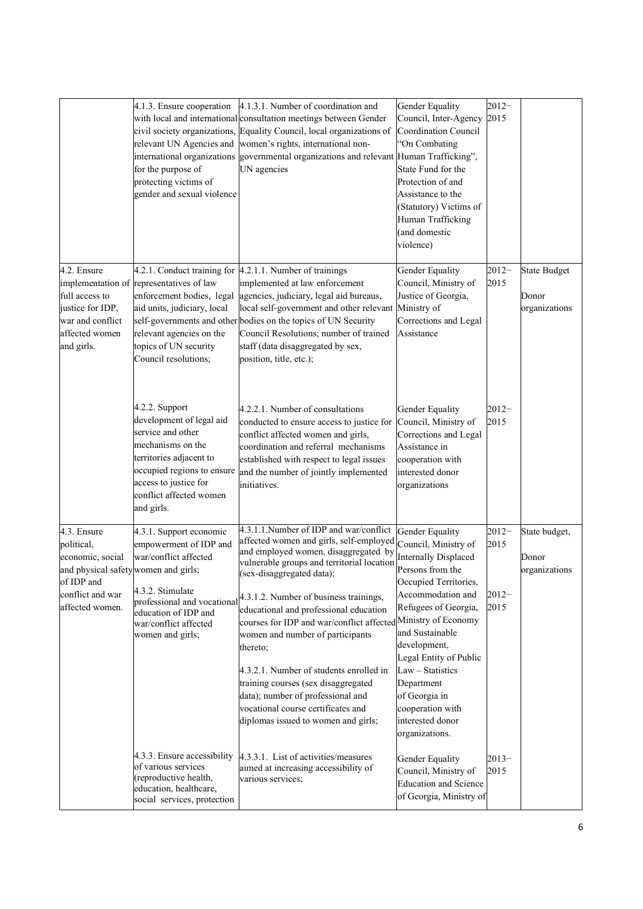| | | | | | |
|---|---|---|---|---|---|
| | 4.1.3. Ensure cooperation with local and international civil society organizations, relevant UN Agencies and international organizations for the purpose of protecting victims of gender and sexual violence | 4.1.3.1. Number of coordination and consultation meetings between Gender Equality Council, local organizations of women's rights, international non-governmental organizations and relevant UN agencies | Gender Equality Council, Inter-Agency Coordination Council "On Combating Human Trafficking", State Fund for the Protection of and Assistance to the (Statutory) Victims of Human Trafficking (and domestic violence) | 2012–2015 | |
| 4.2. Ensure implementation of full access to justice for IDP, war and conflict affected women and girls. | 4.2.1. Conduct training for representatives of law enforcement bodies, legal aid units, judiciary, local self-governments and other relevant agencies on the topics of UN security Council resolutions; | 4.2.1.1. Number of trainings implemented at law enforcement agencies, judiciary, legal aid bureaus, local self-government and other relevant bodies on the topics of UN Security Council Resolutions; number of trained staff (data disaggregated by sex, position, title, etc.); | Gender Equality Council, Ministry of Justice of Georgia, Ministry of Corrections and Legal Assistance | 2012–2015 | State Budget<br><br>Donor organizations |
| | 4.2.2. Support development of legal aid service and other mechanisms on the territories adjacent to occupied regions to ensure access to justice for conflict affected women and girls. | 4.2.2.1. Number of consultations conducted to ensure access to justice for conflict affected women and girls, coordination and referral mechanisms established with respect to legal issues and the number of jointly implemented initiatives. | Gender Equality Council, Ministry of Corrections and Legal Assistance in cooperation with interested donor organizations | 2012–2015 | |
| 4.3. Ensure political, economic, social and physical safety of IDP and conflict and war affected women. | 4.3.1. Support economic empowerment of IDP and war/conflict affected women and girls;<br><br>4.3.2. Stimulate professional and vocational education of IDP and war/conflict affected women and girls; | 4.3.1.1.Number of IDP and war/conflict affected women and girls, self-employed and employed women, disaggregated by vulnerable groups and territorial location (sex-disaggregated data);<br><br>4.3.1.2. Number of business trainings, educational and professional education courses for IDP and war/conflict affected women and number of participants thereto;<br><br>4.3.2.1. Number of students enrolled in training courses (sex disaggregated data); number of professional and vocational course certificates and diplomas issued to women and girls; | Gender Equality Council, Ministry of Internally Displaced Persons from the Occupied Territories, Accommodation and Refugees of Georgia, Ministry of Economy and Sustainable development, Legal Entity of Public Law – Statistics Department of Georgia in cooperation with interested donor organizations. | 2012–2015<br><br>2012–2015 | State budget,<br><br>Donor organizations |
| | 4.3.3. Ensure accessibility of various services (reproductive health, education, healthcare, social services, protection | 4.3.3.1. List of activities/measures aimed at increasing accessibility of various services; | Gender Equality Council, Ministry of Education and Science of Georgia, Ministry of | 2013–2015 | |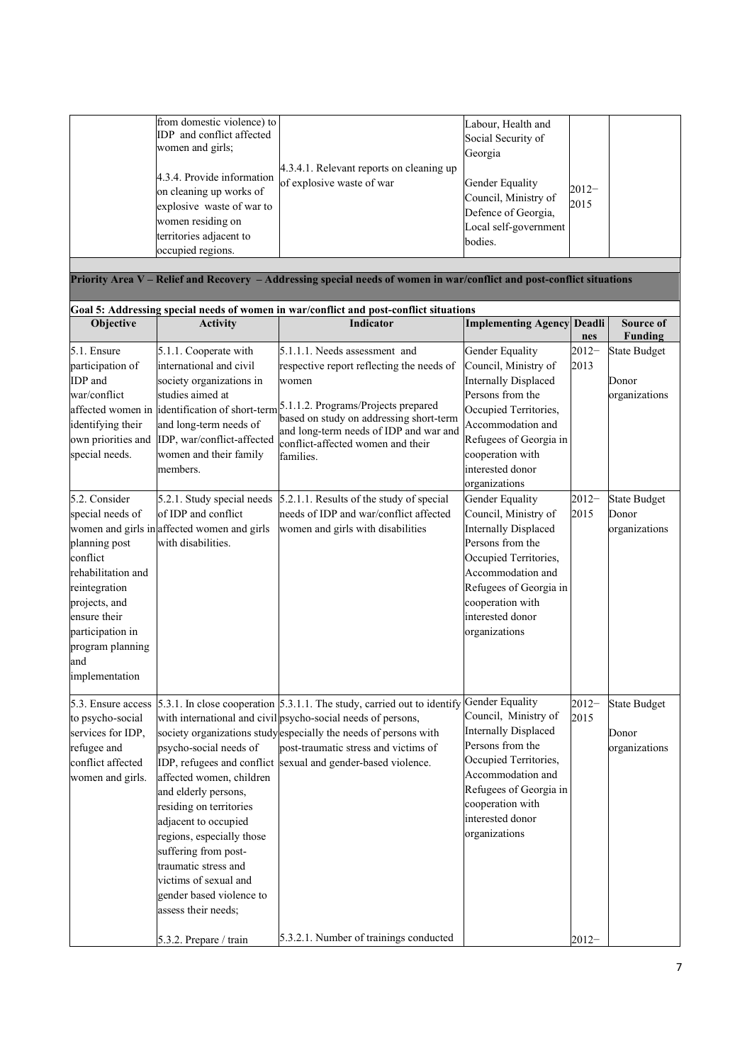| | | | | | |
|---|---|---|---|---|---|
| | from domestic violence) to IDP and conflict affected women and girls;<br><br>4.3.4. Provide information on cleaning up works of explosive waste of war to women residing on territories adjacent to occupied regions. | 4.3.4.1. Relevant reports on cleaning up of explosive waste of war | Labour, Health and Social Security of Georgia<br><br>Gender Equality Council, Ministry of Defence of Georgia, Local self-government bodies. | 2012–2015 | |

**Priority Area V – Relief and Recovery – Addressing special needs of women in war/conflict and post-conflict situations**

**Goal 5: Addressing special needs of women in war/conflict and post-conflict situations**

| Objective | Activity | Indicator | Implementing Agency | Deadlines | Source of Funding |
|---|---|---|---|---|---|
| 5.1. Ensure participation of IDP and war/conflict affected women in identifying their own priorities and special needs. | 5.1.1. Cooperate with international and civil society organizations in studies aimed at identification of short-term and long-term needs of IDP, war/conflict-affected women and their family members. | 5.1.1.1. Needs assessment and respective report reflecting the needs of women<br><br>5.1.1.2. Programs/Projects prepared based on study on addressing short-term and long-term needs of IDP and war and conflict-affected women and their families. | Gender Equality Council, Ministry of Internally Displaced Persons from the Occupied Territories, Accommodation and Refugees of Georgia in cooperation with interested donor organizations | 2012–2013 | State Budget<br><br>Donor organizations |
| 5.2. Consider special needs of women and girls in planning post conflict rehabilitation and reintegration projects, and ensure their participation in program planning and implementation | 5.2.1. Study special needs of IDP and conflict affected women and girls with disabilities. | 5.2.1.1. Results of the study of special needs of IDP and war/conflict affected women and girls with disabilities | Gender Equality Council, Ministry of Internally Displaced Persons from the Occupied Territories, Accommodation and Refugees of Georgia in cooperation with interested donor organizations | 2012–2015 | State Budget Donor organizations |
| 5.3. Ensure access to psycho-social services for IDP, refugee and conflict affected women and girls. | 5.3.1. In close cooperation with international and civil society organizations study psycho-social needs of IDP, refugees and conflict affected women, children and elderly persons, residing on territories adjacent to occupied regions, especially those suffering from post-traumatic stress and victims of sexual and gender based violence to assess their needs;<br><br>5.3.2. Prepare / train | 5.3.1.1. The study, carried out to identify psycho-social needs of persons, especially the needs of persons with post-traumatic stress and victims of sexual and gender-based violence.<br><br>5.3.2.1. Number of trainings conducted | Gender Equality Council, Ministry of Internally Displaced Persons from the Occupied Territories, Accommodation and Refugees of Georgia in cooperation with interested donor organizations | 2012–2015<br><br>2012– | State Budget<br><br>Donor organizations |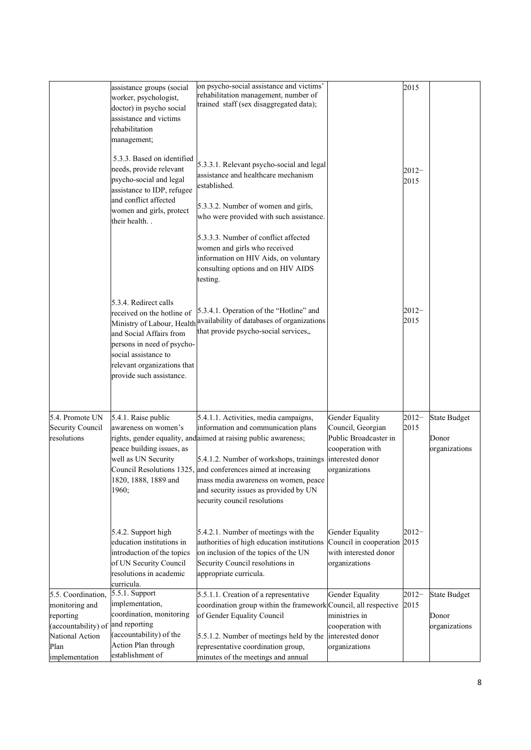| | | | | | |
|---|---|---|---|---|---|
| | assistance groups (social worker, psychologist, doctor) in psycho social assistance and victims rehabilitation management; | on psycho-social assistance and victims' rehabilitation management, number of trained staff (sex disaggregated data); | | 2015 | |
| | 5.3.3. Based on identified needs, provide relevant psycho-social and legal assistance to IDP, refugee and conflict affected women and girls, protect their health. . | 5.3.3.1. Relevant psycho-social and legal assistance and healthcare mechanism established.<br><br>5.3.3.2. Number of women and girls, who were provided with such assistance.<br><br>5.3.3.3. Number of conflict affected women and girls who received information on HIV Aids, on voluntary consulting options and on HIV AIDS testing. | | 2012–2015 | |
| | 5.3.4. Redirect calls received on the hotline of Ministry of Labour, Health and Social Affairs from persons in need of psycho-social assistance to relevant organizations that provide such assistance. | 5.3.4.1. Operation of the "Hotline" and availability of databases of organizations that provide psycho-social services,, | | 2012–2015 | |
| 5.4. Promote UN Security Council resolutions | 5.4.1. Raise public awareness on women's rights, gender equality, and peace building issues, as well as UN Security Council Resolutions 1325, 1820, 1888, 1889 and 1960; | 5.4.1.1. Activities, media campaigns, information and communication plans aimed at raising public awareness;<br><br>5.4.1.2. Number of workshops, trainings and conferences aimed at increasing mass media awareness on women, peace and security issues as provided by UN security council resolutions | Gender Equality Council, Georgian Public Broadcaster in cooperation with interested donor organizations | 2012–2015 | State Budget<br><br>Donor organizations |
| | 5.4.2. Support high education institutions in introduction of the topics of UN Security Council resolutions in academic curricula. | 5.4.2.1. Number of meetings with the authorities of high education institutions on inclusion of the topics of the UN Security Council resolutions in appropriate curricula. | Gender Equality Council in cooperation with interested donor organizations | 2012–2015 | |
| 5.5. Coordination, monitoring and reporting (accountability) of National Action Plan implementation | 5.5.1. Support implementation, coordination, monitoring and reporting (accountability) of the Action Plan through establishment of | 5.5.1.1. Creation of a representative coordination group within the framework of Gender Equality Council<br><br>5.5.1.2. Number of meetings held by the representative coordination group, minutes of the meetings and annual | Gender Equality Council, all respective ministries in cooperation with interested donor organizations | 2012–2015 | State Budget<br><br>Donor organizations |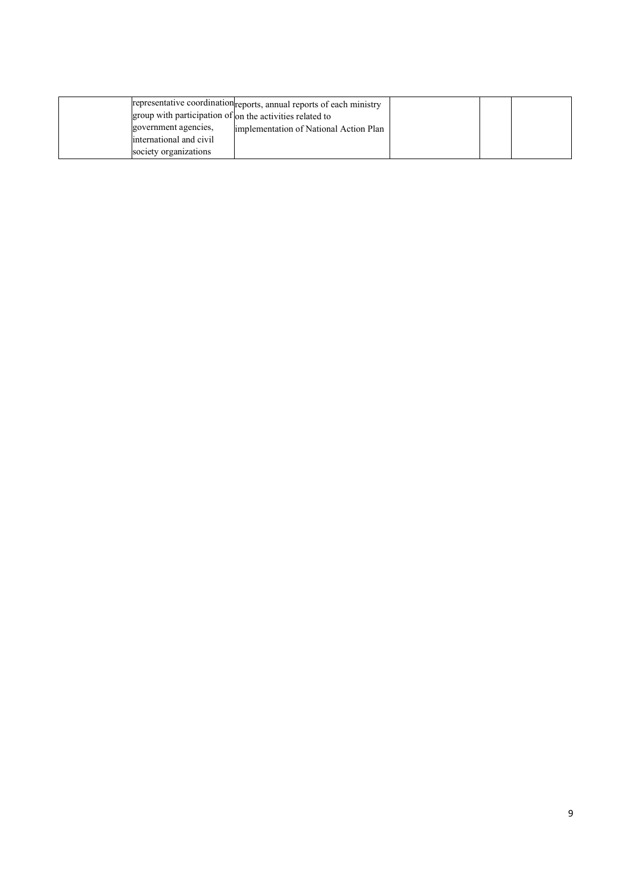| | | | | | |
|---|---|---|---|---|---|
| | representative coordination group with participation of government agencies, international and civil society organizations | reports, annual reports of each ministry on the activities related to implementation of National Action Plan | | | |